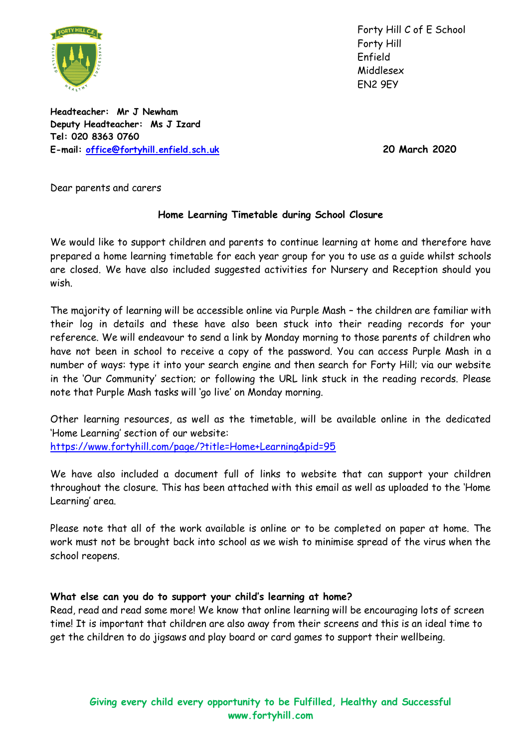Forty Hill C of E School
Forty Hill
Enfield
Middlesex
EN2 9EY

**Headteacher: Mr J Newham**
**Deputy Headteacher: Ms J Izard**
**Tel: 020 8363 0760**
**E-mail: office@fortyhill.enfield.sch.uk**

**20 March 2020**

Dear parents and carers

**Home Learning Timetable during School Closure**

We would like to support children and parents to continue learning at home and therefore have prepared a home learning timetable for each year group for you to use as a guide whilst schools are closed. We have also included suggested activities for Nursery and Reception should you wish.

The majority of learning will be accessible online via Purple Mash – the children are familiar with their log in details and these have also been stuck into their reading records for your reference. We will endeavour to send a link by Monday morning to those parents of children who have not been in school to receive a copy of the password. You can access Purple Mash in a number of ways: type it into your search engine and then search for Forty Hill; via our website in the 'Our Community' section; or following the URL link stuck in the reading records. Please note that Purple Mash tasks will 'go live' on Monday morning.

Other learning resources, as well as the timetable, will be available online in the dedicated 'Home Learning' section of our website:
https://www.fortyhill.com/page/?title=Home+Learning&pid=95

We have also included a document full of links to website that can support your children throughout the closure. This has been attached with this email as well as uploaded to the 'Home Learning' area.

Please note that all of the work available is online or to be completed on paper at home. The work must not be brought back into school as we wish to minimise spread of the virus when the school reopens.

**What else can you do to support your child's learning at home?**

Read, read and read some more! We know that online learning will be encouraging lots of screen time! It is important that children are also away from their screens and this is an ideal time to get the children to do jigsaws and play board or card games to support their wellbeing.

**Giving every child every opportunity to be Fulfilled, Healthy and Successful**
**www.fortyhill.com**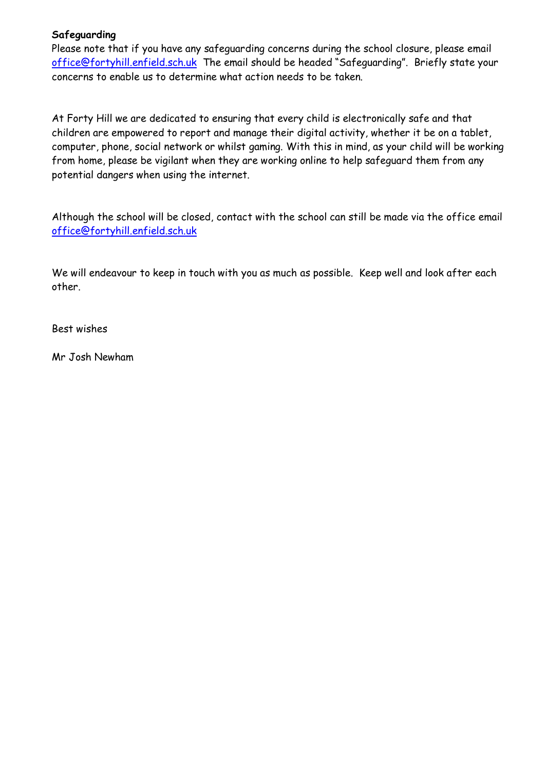**Safeguarding**

Please note that if you have any safeguarding concerns during the school closure, please email office@fortyhill.enfield.sch.uk The email should be headed "Safeguarding". Briefly state your concerns to enable us to determine what action needs to be taken.

At Forty Hill we are dedicated to ensuring that every child is electronically safe and that children are empowered to report and manage their digital activity, whether it be on a tablet, computer, phone, social network or whilst gaming. With this in mind, as your child will be working from home, please be vigilant when they are working online to help safeguard them from any potential dangers when using the internet.

Although the school will be closed, contact with the school can still be made via the office email office@fortyhill.enfield.sch.uk

We will endeavour to keep in touch with you as much as possible. Keep well and look after each other.

Best wishes

Mr Josh Newham